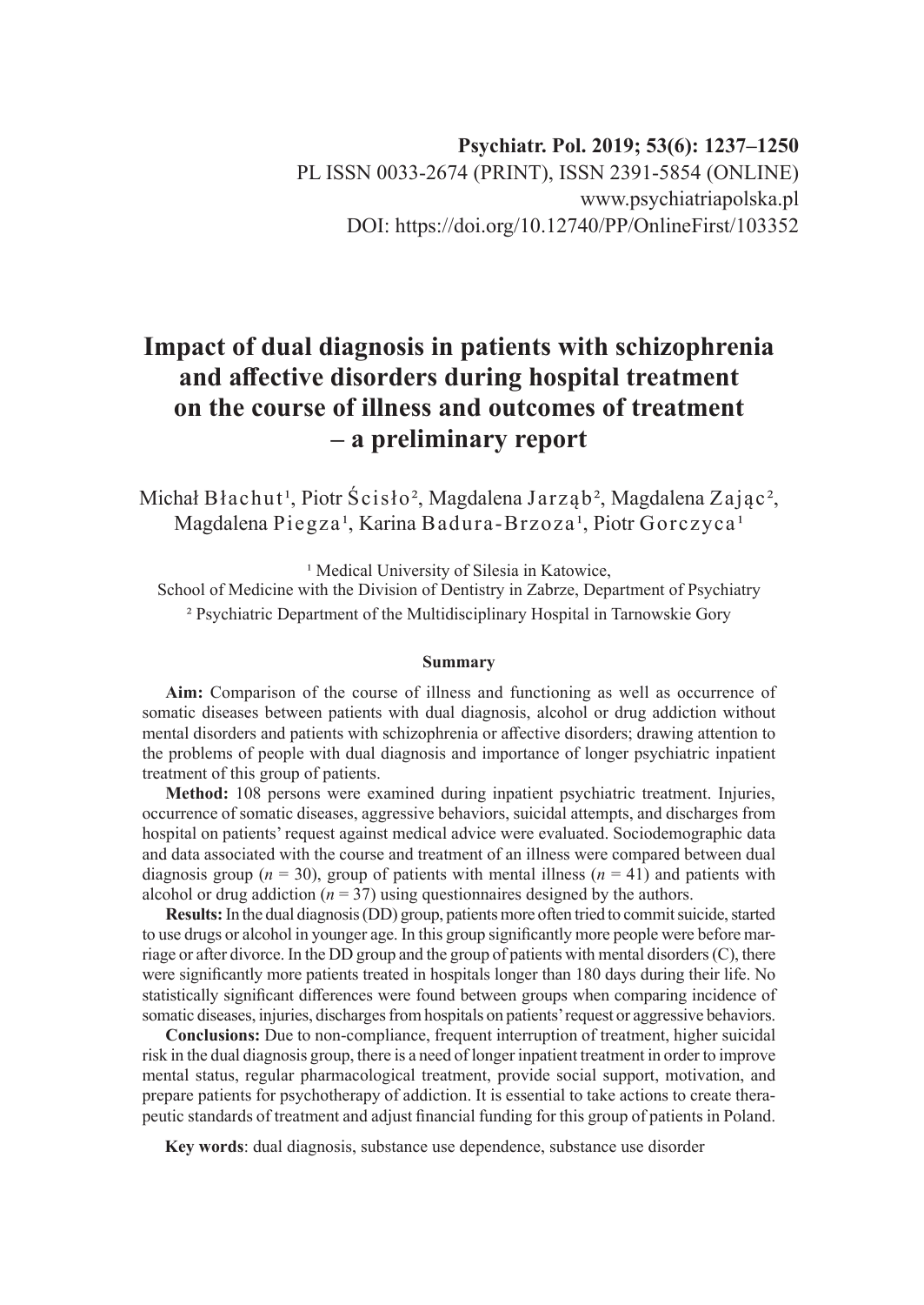# Impact of dual diagnosis in patients with schizophrenia and affective disorders during hospital treatment on the course of illness and outcomes of treatment – a preliminary report

Michał Błachut[1], Piotr Ścisło[2], Magdalena Jarząb[2], Magdalena Zając[2], Magdalena Piegza[1], Karina Badura-Brzoza[1], Piotr Gorczyca[1]

[1] Medical University of Silesia in Katowice, School of Medicine with the Division of Dentistry in Zabrze, Department of Psychiatry

[2] Psychiatric Department of the Multidisciplinary Hospital in Tarnowskie Gory

### Summary

**Aim:** Comparison of the course of illness and functioning as well as occurrence of somatic diseases between patients with dual diagnosis, alcohol or drug addiction without mental disorders and patients with schizophrenia or affective disorders; drawing attention to the problems of people with dual diagnosis and importance of longer psychiatric inpatient treatment of this group of patients.

**Method:** 108 persons were examined during inpatient psychiatric treatment. Injuries, occurrence of somatic diseases, aggressive behaviors, suicidal attempts, and discharges from hospital on patients' request against medical advice were evaluated. Sociodemographic data and data associated with the course and treatment of an illness were compared between dual diagnosis group ($n$ = 30), group of patients with mental illness ($n$ = 41) and patients with alcohol or drug addiction ($n$ = 37) using questionnaires designed by the authors.

**Results:** In the dual diagnosis (DD) group, patients more often tried to commit suicide, started to use drugs or alcohol in younger age. In this group significantly more people were before marriage or after divorce. In the DD group and the group of patients with mental disorders (C), there were significantly more patients treated in hospitals longer than 180 days during their life. No statistically significant differences were found between groups when comparing incidence of somatic diseases, injuries, discharges from hospitals on patients' request or aggressive behaviors.

**Conclusions:** Due to non-compliance, frequent interruption of treatment, higher suicidal risk in the dual diagnosis group, there is a need of longer inpatient treatment in order to improve mental status, regular pharmacological treatment, provide social support, motivation, and prepare patients for psychotherapy of addiction. It is essential to take actions to create therapeutic standards of treatment and adjust financial funding for this group of patients in Poland.

**Key words**: dual diagnosis, substance use dependence, substance use disorder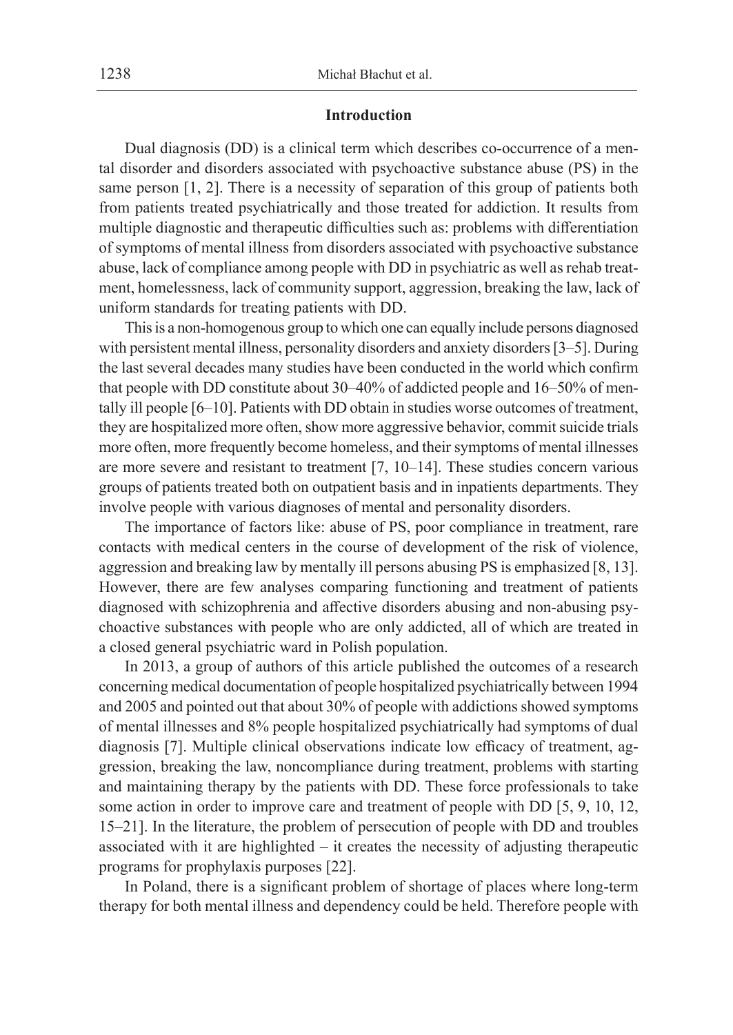## Introduction

Dual diagnosis (DD) is a clinical term which describes co-occurrence of a mental disorder and disorders associated with psychoactive substance abuse (PS) in the same person [1, 2]. There is a necessity of separation of this group of patients both from patients treated psychiatrically and those treated for addiction. It results from multiple diagnostic and therapeutic difficulties such as: problems with differentiation of symptoms of mental illness from disorders associated with psychoactive substance abuse, lack of compliance among people with DD in psychiatric as well as rehab treatment, homelessness, lack of community support, aggression, breaking the law, lack of uniform standards for treating patients with DD.

This is a non-homogenous group to which one can equally include persons diagnosed with persistent mental illness, personality disorders and anxiety disorders [3–5]. During the last several decades many studies have been conducted in the world which confirm that people with DD constitute about 30–40% of addicted people and 16–50% of mentally ill people [6–10]. Patients with DD obtain in studies worse outcomes of treatment, they are hospitalized more often, show more aggressive behavior, commit suicide trials more often, more frequently become homeless, and their symptoms of mental illnesses are more severe and resistant to treatment [7, 10–14]. These studies concern various groups of patients treated both on outpatient basis and in inpatients departments. They involve people with various diagnoses of mental and personality disorders.

The importance of factors like: abuse of PS, poor compliance in treatment, rare contacts with medical centers in the course of development of the risk of violence, aggression and breaking law by mentally ill persons abusing PS is emphasized [8, 13]. However, there are few analyses comparing functioning and treatment of patients diagnosed with schizophrenia and affective disorders abusing and non-abusing psychoactive substances with people who are only addicted, all of which are treated in a closed general psychiatric ward in Polish population.

In 2013, a group of authors of this article published the outcomes of a research concerning medical documentation of people hospitalized psychiatrically between 1994 and 2005 and pointed out that about 30% of people with addictions showed symptoms of mental illnesses and 8% people hospitalized psychiatrically had symptoms of dual diagnosis [7]. Multiple clinical observations indicate low efficacy of treatment, aggression, breaking the law, noncompliance during treatment, problems with starting and maintaining therapy by the patients with DD. These force professionals to take some action in order to improve care and treatment of people with DD [5, 9, 10, 12, 15–21]. In the literature, the problem of persecution of people with DD and troubles associated with it are highlighted – it creates the necessity of adjusting therapeutic programs for prophylaxis purposes [22].

In Poland, there is a significant problem of shortage of places where long-term therapy for both mental illness and dependency could be held. Therefore people with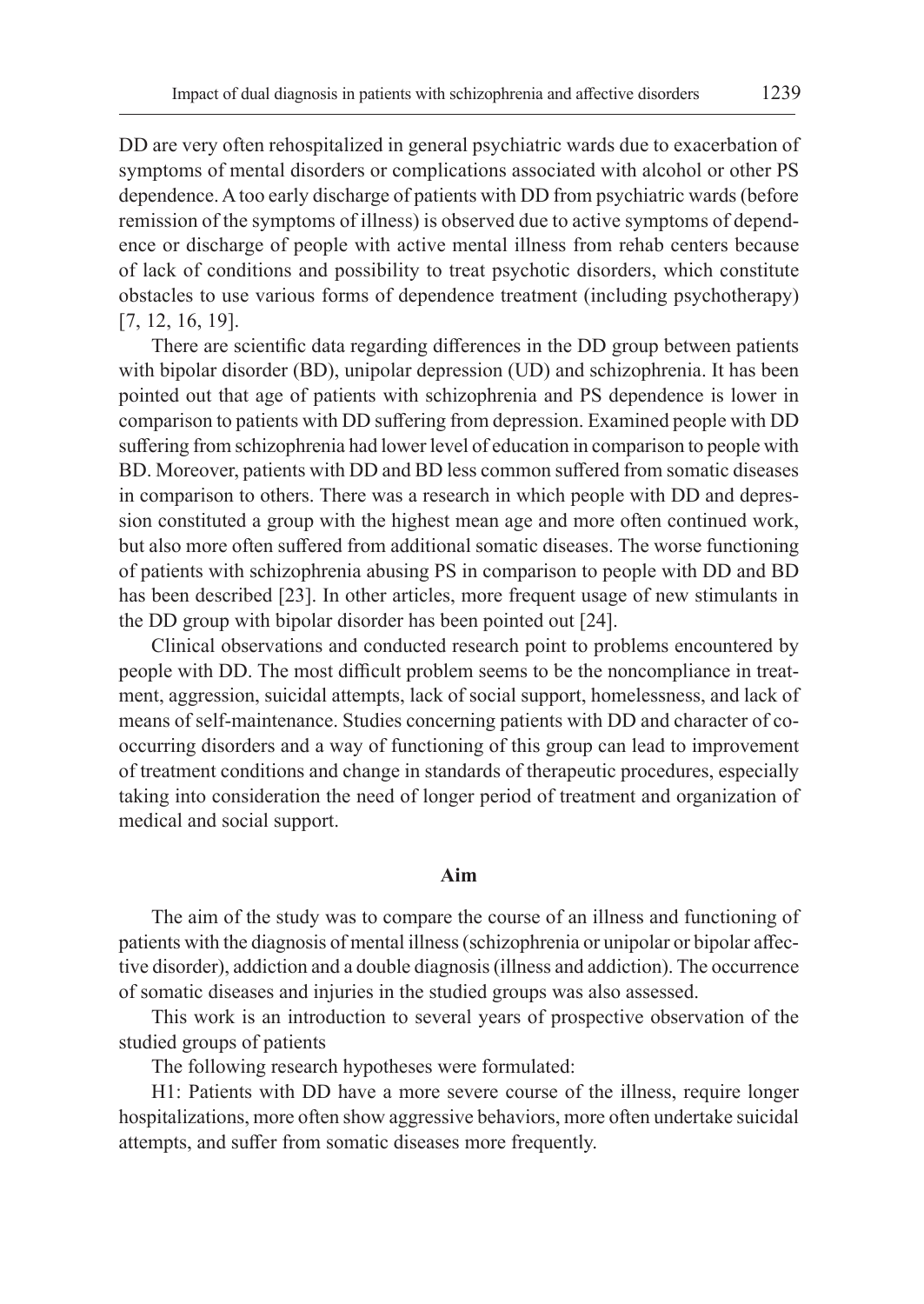DD are very often rehospitalized in general psychiatric wards due to exacerbation of symptoms of mental disorders or complications associated with alcohol or other PS dependence. A too early discharge of patients with DD from psychiatric wards (before remission of the symptoms of illness) is observed due to active symptoms of dependence or discharge of people with active mental illness from rehab centers because of lack of conditions and possibility to treat psychotic disorders, which constitute obstacles to use various forms of dependence treatment (including psychotherapy) [7, 12, 16, 19].

There are scientific data regarding differences in the DD group between patients with bipolar disorder (BD), unipolar depression (UD) and schizophrenia. It has been pointed out that age of patients with schizophrenia and PS dependence is lower in comparison to patients with DD suffering from depression. Examined people with DD suffering from schizophrenia had lower level of education in comparison to people with BD. Moreover, patients with DD and BD less common suffered from somatic diseases in comparison to others. There was a research in which people with DD and depression constituted a group with the highest mean age and more often continued work, but also more often suffered from additional somatic diseases. The worse functioning of patients with schizophrenia abusing PS in comparison to people with DD and BD has been described [23]. In other articles, more frequent usage of new stimulants in the DD group with bipolar disorder has been pointed out [24].

Clinical observations and conducted research point to problems encountered by people with DD. The most difficult problem seems to be the noncompliance in treatment, aggression, suicidal attempts, lack of social support, homelessness, and lack of means of self-maintenance. Studies concerning patients with DD and character of co-occurring disorders and a way of functioning of this group can lead to improvement of treatment conditions and change in standards of therapeutic procedures, especially taking into consideration the need of longer period of treatment and organization of medical and social support.

## Aim

The aim of the study was to compare the course of an illness and functioning of patients with the diagnosis of mental illness (schizophrenia or unipolar or bipolar affective disorder), addiction and a double diagnosis (illness and addiction). The occurrence of somatic diseases and injuries in the studied groups was also assessed.

This work is an introduction to several years of prospective observation of the studied groups of patients

The following research hypotheses were formulated:

H1: Patients with DD have a more severe course of the illness, require longer hospitalizations, more often show aggressive behaviors, more often undertake suicidal attempts, and suffer from somatic diseases more frequently.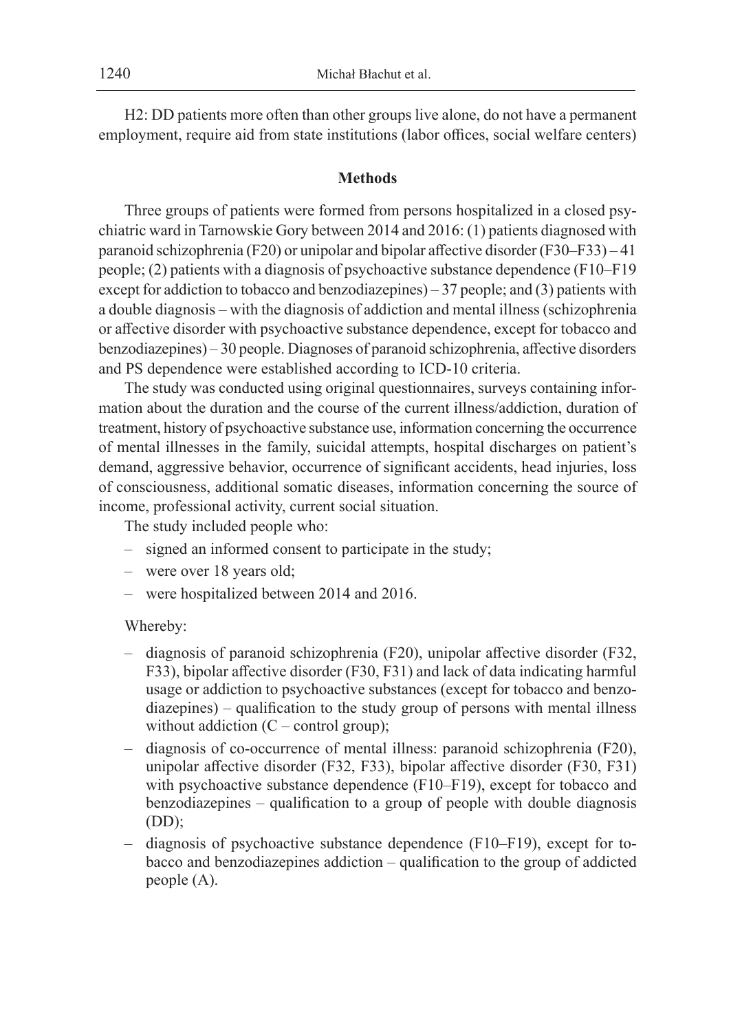H2: DD patients more often than other groups live alone, do not have a permanent employment, require aid from state institutions (labor offices, social welfare centers)

## Methods

Three groups of patients were formed from persons hospitalized in a closed psychiatric ward in Tarnowskie Gory between 2014 and 2016: (1) patients diagnosed with paranoid schizophrenia (F20) or unipolar and bipolar affective disorder (F30–F33) – 41 people; (2) patients with a diagnosis of psychoactive substance dependence (F10–F19 except for addiction to tobacco and benzodiazepines) – 37 people; and (3) patients with a double diagnosis – with the diagnosis of addiction and mental illness (schizophrenia or affective disorder with psychoactive substance dependence, except for tobacco and benzodiazepines) – 30 people. Diagnoses of paranoid schizophrenia, affective disorders and PS dependence were established according to ICD-10 criteria.

The study was conducted using original questionnaires, surveys containing information about the duration and the course of the current illness/addiction, duration of treatment, history of psychoactive substance use, information concerning the occurrence of mental illnesses in the family, suicidal attempts, hospital discharges on patient's demand, aggressive behavior, occurrence of significant accidents, head injuries, loss of consciousness, additional somatic diseases, information concerning the source of income, professional activity, current social situation.

The study included people who:

- signed an informed consent to participate in the study;
- were over 18 years old;
- were hospitalized between 2014 and 2016.

Whereby:

- diagnosis of paranoid schizophrenia (F20), unipolar affective disorder (F32, F33), bipolar affective disorder (F30, F31) and lack of data indicating harmful usage or addiction to psychoactive substances (except for tobacco and benzodiazepines) – qualification to the study group of persons with mental illness without addiction (C – control group);
- diagnosis of co-occurrence of mental illness: paranoid schizophrenia (F20), unipolar affective disorder (F32, F33), bipolar affective disorder (F30, F31) with psychoactive substance dependence (F10–F19), except for tobacco and benzodiazepines – qualification to a group of people with double diagnosis (DD);
- diagnosis of psychoactive substance dependence (F10–F19), except for tobacco and benzodiazepines addiction – qualification to the group of addicted people (A).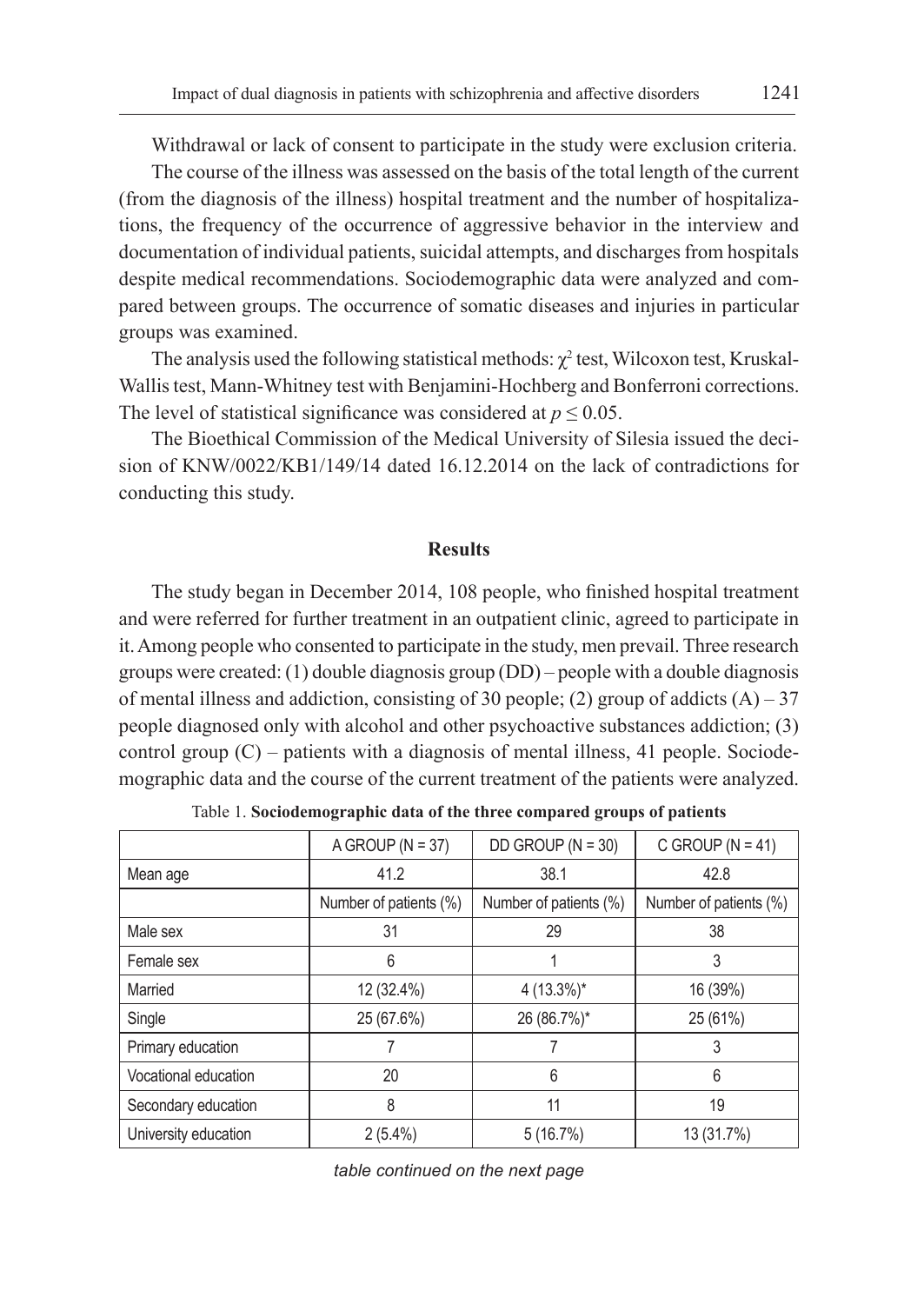Withdrawal or lack of consent to participate in the study were exclusion criteria.

The course of the illness was assessed on the basis of the total length of the current (from the diagnosis of the illness) hospital treatment and the number of hospitalizations, the frequency of the occurrence of aggressive behavior in the interview and documentation of individual patients, suicidal attempts, and discharges from hospitals despite medical recommendations. Sociodemographic data were analyzed and compared between groups. The occurrence of somatic diseases and injuries in particular groups was examined.

The analysis used the following statistical methods: $\chi^2$ test, Wilcoxon test, Kruskal-Wallis test, Mann-Whitney test with Benjamini-Hochberg and Bonferroni corrections. The level of statistical significance was considered at $p \leq 0.05$.

The Bioethical Commission of the Medical University of Silesia issued the decision of KNW/0022/KB1/149/14 dated 16.12.2014 on the lack of contradictions for conducting this study.

## Results

The study began in December 2014, 108 people, who finished hospital treatment and were referred for further treatment in an outpatient clinic, agreed to participate in it. Among people who consented to participate in the study, men prevail. Three research groups were created: (1) double diagnosis group (DD) – people with a double diagnosis of mental illness and addiction, consisting of 30 people; (2) group of addicts (A) – 37 people diagnosed only with alcohol and other psychoactive substances addiction; (3) control group (C) – patients with a diagnosis of mental illness, 41 people. Sociodemographic data and the course of the current treatment of the patients were analyzed.

Table 1. **Sociodemographic data of the three compared groups of patients**

| | A GROUP (N = 37) | DD GROUP (N = 30) | C GROUP (N = 41) |
|---|---|---|---|
| Mean age | 41.2 | 38.1 | 42.8 |
| | Number of patients (%) | Number of patients (%) | Number of patients (%) |
| Male sex | 31 | 29 | 38 |
| Female sex | 6 | 1 | 3 |
| Married | 12 (32.4%) | 4 (13.3%)* | 16 (39%) |
| Single | 25 (67.6%) | 26 (86.7%)* | 25 (61%) |
| Primary education | 7 | 7 | 3 |
| Vocational education | 20 | 6 | 6 |
| Secondary education | 8 | 11 | 19 |
| University education | 2 (5.4%) | 5 (16.7%) | 13 (31.7%) |

*table continued on the next page*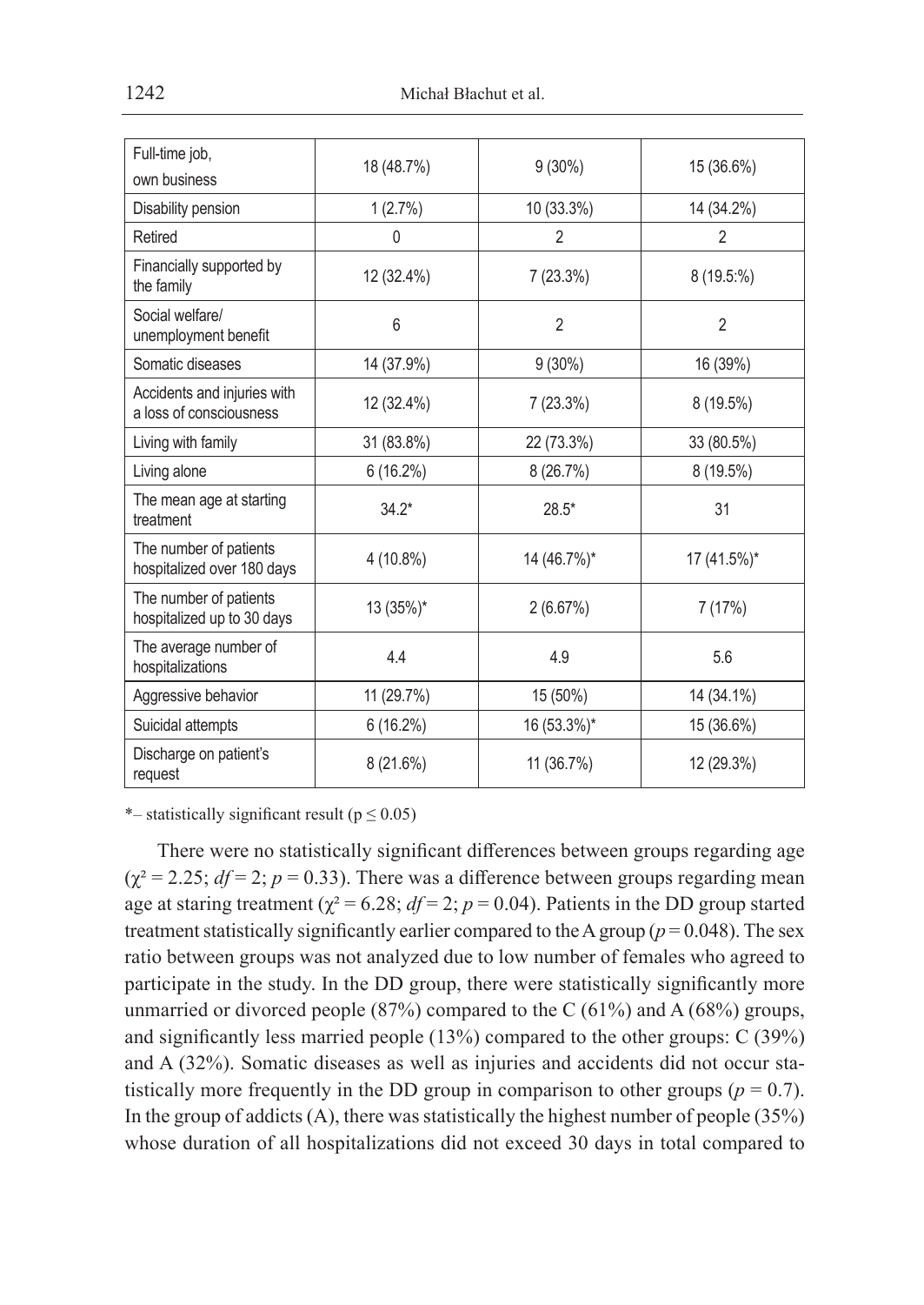| | | | |
|---|---|---|---|
| Full-time job, own business | 18 (48.7%) | 9 (30%) | 15 (36.6%) |
| Disability pension | 1 (2.7%) | 10 (33.3%) | 14 (34.2%) |
| Retired | 0 | 2 | 2 |
| Financially supported by the family | 12 (32.4%) | 7 (23.3%) | 8 (19.5:%) |
| Social welfare/ unemployment benefit | 6 | 2 | 2 |
| Somatic diseases | 14 (37.9%) | 9 (30%) | 16 (39%) |
| Accidents and injuries with a loss of consciousness | 12 (32.4%) | 7 (23.3%) | 8 (19.5%) |
| Living with family | 31 (83.8%) | 22 (73.3%) | 33 (80.5%) |
| Living alone | 6 (16.2%) | 8 (26.7%) | 8 (19.5%) |
| The mean age at starting treatment | 34.2* | 28.5* | 31 |
| The number of patients hospitalized over 180 days | 4 (10.8%) | 14 (46.7%)* | 17 (41.5%)* |
| The number of patients hospitalized up to 30 days | 13 (35%)* | 2 (6.67%) | 7 (17%) |
| The average number of hospitalizations | 4.4 | 4.9 | 5.6 |
| Aggressive behavior | 11 (29.7%) | 15 (50%) | 14 (34.1%) |
| Suicidal attempts | 6 (16.2%) | 16 (53.3%)* | 15 (36.6%) |
| Discharge on patient's request | 8 (21.6%) | 11 (36.7%) | 12 (29.3%) |

*– statistically significant result ($p \leq 0.05$)

There were no statistically significant differences between groups regarding age ($\chi^2 = 2.25$; $df = 2$; $p = 0.33$). There was a difference between groups regarding mean age at staring treatment ($\chi^2 = 6.28$; $df = 2$; $p = 0.04$). Patients in the DD group started treatment statistically significantly earlier compared to the A group ($p = 0.048$). The sex ratio between groups was not analyzed due to low number of females who agreed to participate in the study. In the DD group, there were statistically significantly more unmarried or divorced people (87%) compared to the C (61%) and A (68%) groups, and significantly less married people (13%) compared to the other groups: C (39%) and A (32%). Somatic diseases as well as injuries and accidents did not occur statistically more frequently in the DD group in comparison to other groups ($p = 0.7$). In the group of addicts (A), there was statistically the highest number of people (35%) whose duration of all hospitalizations did not exceed 30 days in total compared to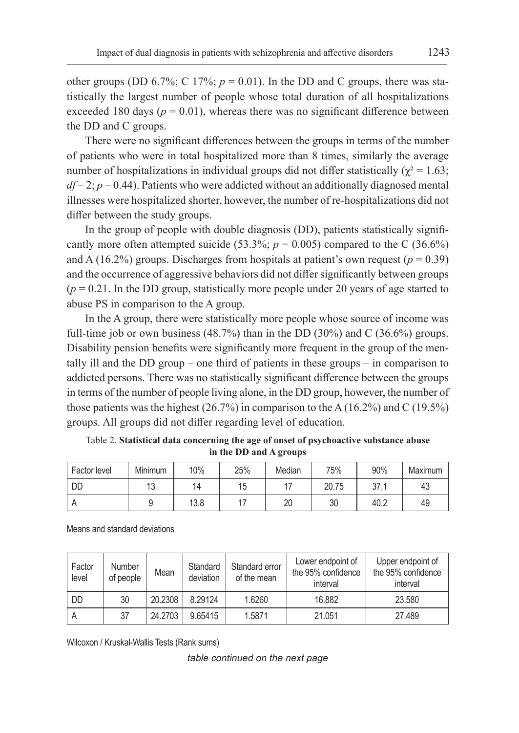other groups (DD 6.7%; C 17%; $p = 0.01$). In the DD and C groups, there was statistically the largest number of people whose total duration of all hospitalizations exceeded 180 days ($p = 0.01$), whereas there was no significant difference between the DD and C groups.

There were no significant differences between the groups in terms of the number of patients who were in total hospitalized more than 8 times, similarly the average number of hospitalizations in individual groups did not differ statistically ($\chi^2 = 1.63$; $df = 2$; $p = 0.44$). Patients who were addicted without an additionally diagnosed mental illnesses were hospitalized shorter, however, the number of re-hospitalizations did not differ between the study groups.

In the group of people with double diagnosis (DD), patients statistically significantly more often attempted suicide (53.3%; $p = 0.005$) compared to the C (36.6%) and A (16.2%) groups. Discharges from hospitals at patient's own request ($p = 0.39$) and the occurrence of aggressive behaviors did not differ significantly between groups ($p = 0.21$. In the DD group, statistically more people under 20 years of age started to abuse PS in comparison to the A group.

In the A group, there were statistically more people whose source of income was full-time job or own business (48.7%) than in the DD (30%) and C (36.6%) groups. Disability pension benefits were significantly more frequent in the group of the mentally ill and the DD group – one third of patients in these groups – in comparison to addicted persons. There was no statistically significant difference between the groups in terms of the number of people living alone, in the DD group, however, the number of those patients was the highest (26.7%) in comparison to the A (16.2%) and C (19.5%) groups. All groups did not differ regarding level of education.

Table 2. **Statistical data concerning the age of onset of psychoactive substance abuse in the DD and A groups**

| Factor level | Minimum | 10% | 25% | Median | 75% | 90% | Maximum |
|---|---|---|---|---|---|---|---|
| DD | 13 | 14 | 15 | 17 | 20.75 | 37.1 | 43 |
| A | 9 | 13.8 | 17 | 20 | 30 | 40.2 | 49 |

Means and standard deviations

| Factor level | Number of people | Mean | Standard deviation | Standard error of the mean | Lower endpoint of the 95% confidence interval | Upper endpoint of the 95% confidence interval |
|---|---|---|---|---|---|---|
| DD | 30 | 20.2308 | 8.29124 | 1.6260 | 16.882 | 23.580 |
| A | 37 | 24.2703 | 9.65415 | 1.5871 | 21.051 | 27.489 |

Wilcoxon / Kruskal-Wallis Tests (Rank sums)

*table continued on the next page*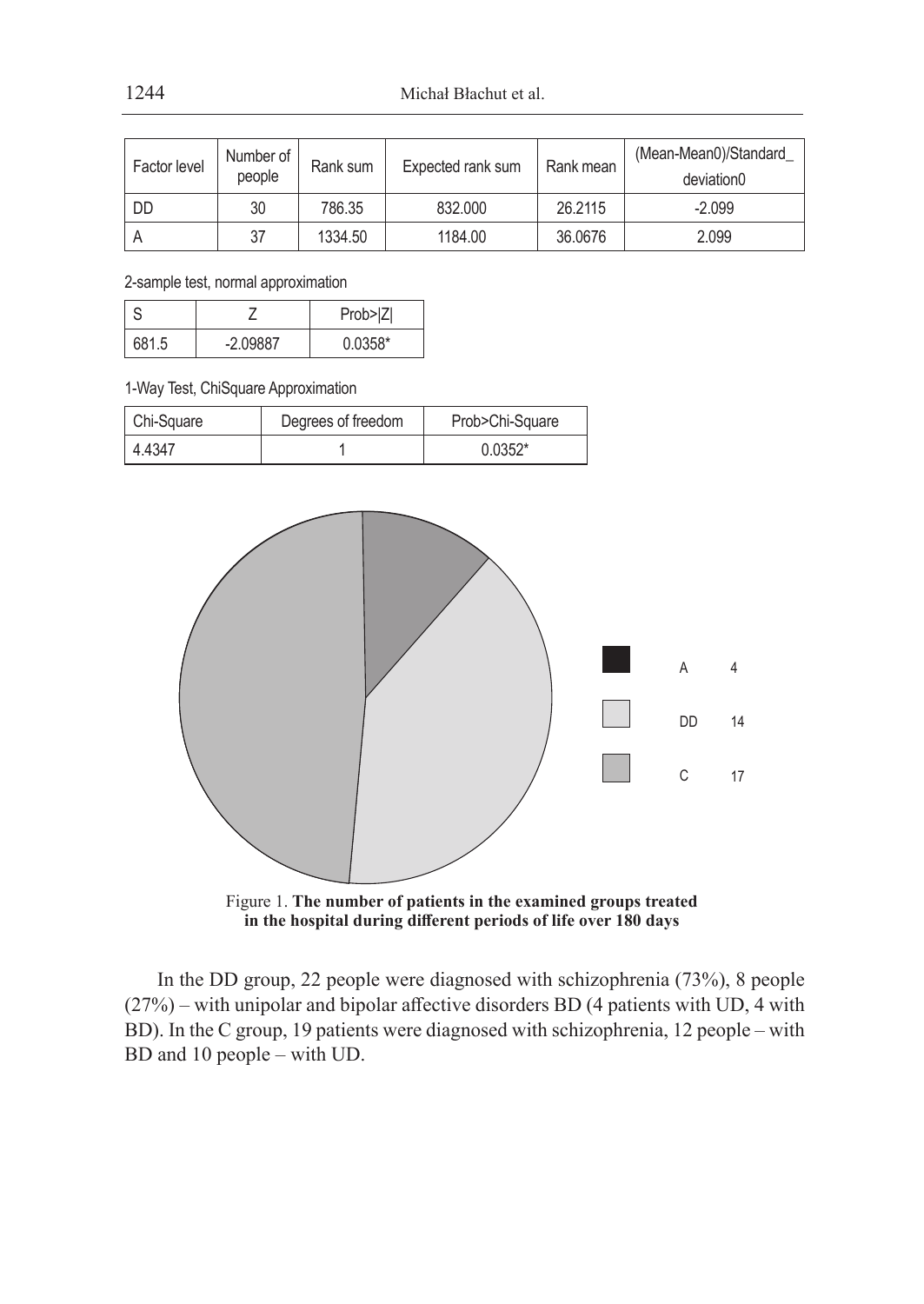| Factor level | Number of people | Rank sum | Expected rank sum | Rank mean | (Mean-Mean0)/Standard_deviation0 |
|---|---|---|---|---|---|
| DD | 30 | 786.35 | 832.000 | 26.2115 | -2.099 |
| A | 37 | 1334.50 | 1184.00 | 36.0676 | 2.099 |

2-sample test, normal approximation

| S | Z | Prob>\|Z\| |
|---|---|---|
| 681.5 | -2.09887 | 0.0358* |

1-Way Test, ChiSquare Approximation

| Chi-Square | Degrees of freedom | Prob>Chi-Square |
|---|---|---|
| 4.4347 | 1 | 0.0352* |

A 4

DD 14

C 17

Figure 1. **The number of patients in the examined groups treated in the hospital during different periods of life over 180 days**

In the DD group, 22 people were diagnosed with schizophrenia (73%), 8 people (27%) – with unipolar and bipolar affective disorders BD (4 patients with UD, 4 with BD). In the C group, 19 patients were diagnosed with schizophrenia, 12 people – with BD and 10 people – with UD.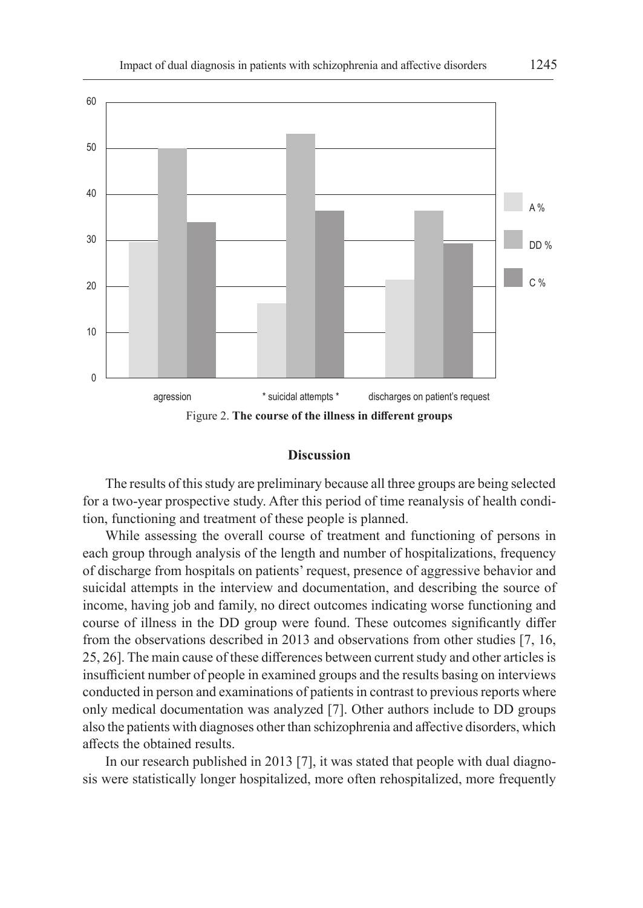Figure 2. **The course of the illness in different groups**

### Discussion

The results of this study are preliminary because all three groups are being selected for a two-year prospective study. After this period of time reanalysis of health condition, functioning and treatment of these people is planned.

While assessing the overall course of treatment and functioning of persons in each group through analysis of the length and number of hospitalizations, frequency of discharge from hospitals on patients' request, presence of aggressive behavior and suicidal attempts in the interview and documentation, and describing the source of income, having job and family, no direct outcomes indicating worse functioning and course of illness in the DD group were found. These outcomes significantly differ from the observations described in 2013 and observations from other studies [7, 16, 25, 26]. The main cause of these differences between current study and other articles is insufficient number of people in examined groups and the results basing on interviews conducted in person and examinations of patients in contrast to previous reports where only medical documentation was analyzed [7]. Other authors include to DD groups also the patients with diagnoses other than schizophrenia and affective disorders, which affects the obtained results.

In our research published in 2013 [7], it was stated that people with dual diagnosis were statistically longer hospitalized, more often rehospitalized, more frequently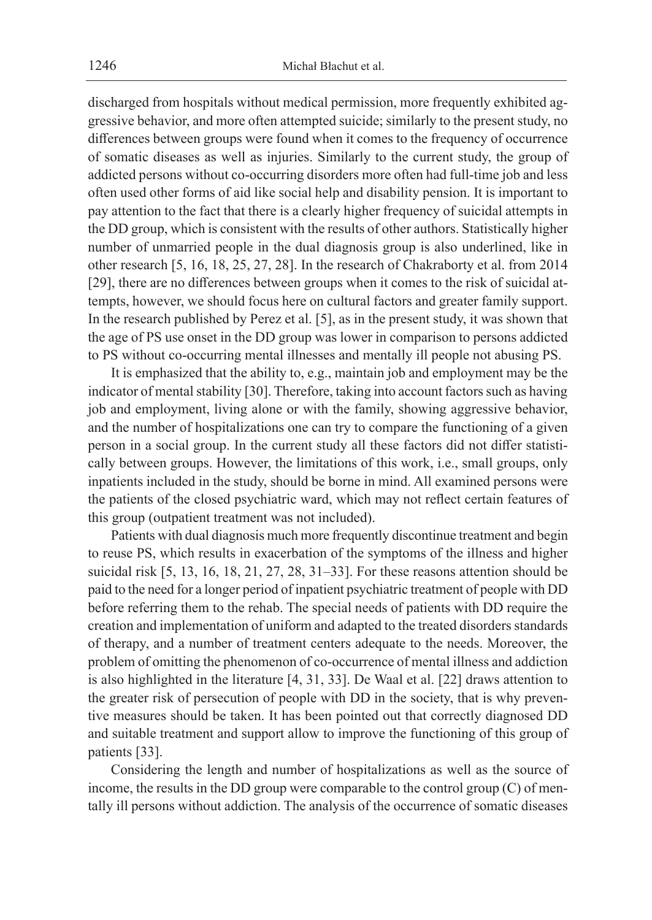discharged from hospitals without medical permission, more frequently exhibited aggressive behavior, and more often attempted suicide; similarly to the present study, no differences between groups were found when it comes to the frequency of occurrence of somatic diseases as well as injuries. Similarly to the current study, the group of addicted persons without co-occurring disorders more often had full-time job and less often used other forms of aid like social help and disability pension. It is important to pay attention to the fact that there is a clearly higher frequency of suicidal attempts in the DD group, which is consistent with the results of other authors. Statistically higher number of unmarried people in the dual diagnosis group is also underlined, like in other research [5, 16, 18, 25, 27, 28]. In the research of Chakraborty et al. from 2014 [29], there are no differences between groups when it comes to the risk of suicidal attempts, however, we should focus here on cultural factors and greater family support. In the research published by Perez et al. [5], as in the present study, it was shown that the age of PS use onset in the DD group was lower in comparison to persons addicted to PS without co-occurring mental illnesses and mentally ill people not abusing PS.

It is emphasized that the ability to, e.g., maintain job and employment may be the indicator of mental stability [30]. Therefore, taking into account factors such as having job and employment, living alone or with the family, showing aggressive behavior, and the number of hospitalizations one can try to compare the functioning of a given person in a social group. In the current study all these factors did not differ statistically between groups. However, the limitations of this work, i.e., small groups, only inpatients included in the study, should be borne in mind. All examined persons were the patients of the closed psychiatric ward, which may not reflect certain features of this group (outpatient treatment was not included).

Patients with dual diagnosis much more frequently discontinue treatment and begin to reuse PS, which results in exacerbation of the symptoms of the illness and higher suicidal risk [5, 13, 16, 18, 21, 27, 28, 31–33]. For these reasons attention should be paid to the need for a longer period of inpatient psychiatric treatment of people with DD before referring them to the rehab. The special needs of patients with DD require the creation and implementation of uniform and adapted to the treated disorders standards of therapy, and a number of treatment centers adequate to the needs. Moreover, the problem of omitting the phenomenon of co-occurrence of mental illness and addiction is also highlighted in the literature [4, 31, 33]. De Waal et al. [22] draws attention to the greater risk of persecution of people with DD in the society, that is why preventive measures should be taken. It has been pointed out that correctly diagnosed DD and suitable treatment and support allow to improve the functioning of this group of patients [33].

Considering the length and number of hospitalizations as well as the source of income, the results in the DD group were comparable to the control group (C) of mentally ill persons without addiction. The analysis of the occurrence of somatic diseases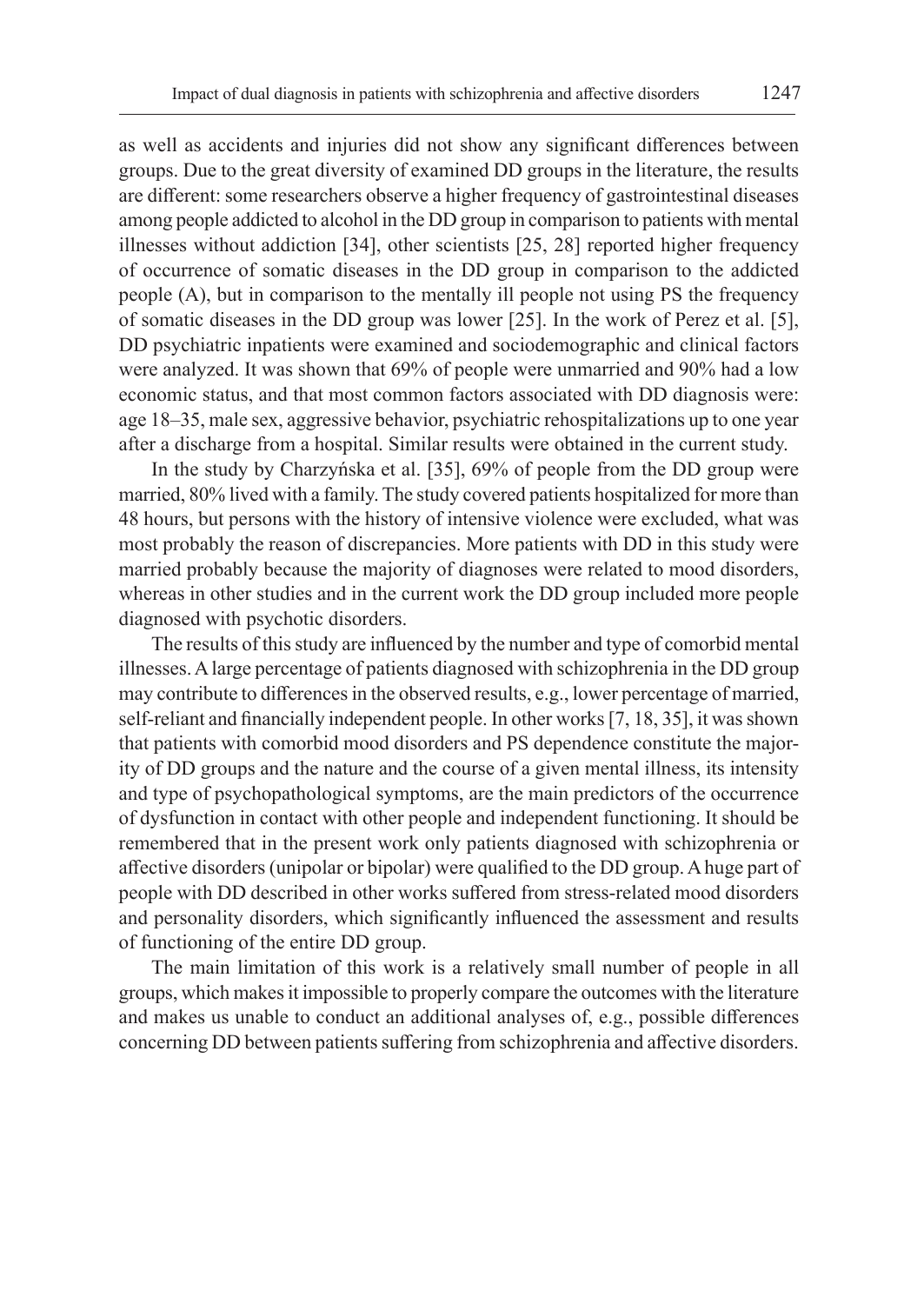as well as accidents and injuries did not show any significant differences between groups. Due to the great diversity of examined DD groups in the literature, the results are different: some researchers observe a higher frequency of gastrointestinal diseases among people addicted to alcohol in the DD group in comparison to patients with mental illnesses without addiction [34], other scientists [25, 28] reported higher frequency of occurrence of somatic diseases in the DD group in comparison to the addicted people (A), but in comparison to the mentally ill people not using PS the frequency of somatic diseases in the DD group was lower [25]. In the work of Perez et al. [5], DD psychiatric inpatients were examined and sociodemographic and clinical factors were analyzed. It was shown that 69% of people were unmarried and 90% had a low economic status, and that most common factors associated with DD diagnosis were: age 18–35, male sex, aggressive behavior, psychiatric rehospitalizations up to one year after a discharge from a hospital. Similar results were obtained in the current study.

In the study by Charzyńska et al. [35], 69% of people from the DD group were married, 80% lived with a family. The study covered patients hospitalized for more than 48 hours, but persons with the history of intensive violence were excluded, what was most probably the reason of discrepancies. More patients with DD in this study were married probably because the majority of diagnoses were related to mood disorders, whereas in other studies and in the current work the DD group included more people diagnosed with psychotic disorders.

The results of this study are influenced by the number and type of comorbid mental illnesses. A large percentage of patients diagnosed with schizophrenia in the DD group may contribute to differences in the observed results, e.g., lower percentage of married, self-reliant and financially independent people. In other works [7, 18, 35], it was shown that patients with comorbid mood disorders and PS dependence constitute the majority of DD groups and the nature and the course of a given mental illness, its intensity and type of psychopathological symptoms, are the main predictors of the occurrence of dysfunction in contact with other people and independent functioning. It should be remembered that in the present work only patients diagnosed with schizophrenia or affective disorders (unipolar or bipolar) were qualified to the DD group. A huge part of people with DD described in other works suffered from stress-related mood disorders and personality disorders, which significantly influenced the assessment and results of functioning of the entire DD group.

The main limitation of this work is a relatively small number of people in all groups, which makes it impossible to properly compare the outcomes with the literature and makes us unable to conduct an additional analyses of, e.g., possible differences concerning DD between patients suffering from schizophrenia and affective disorders.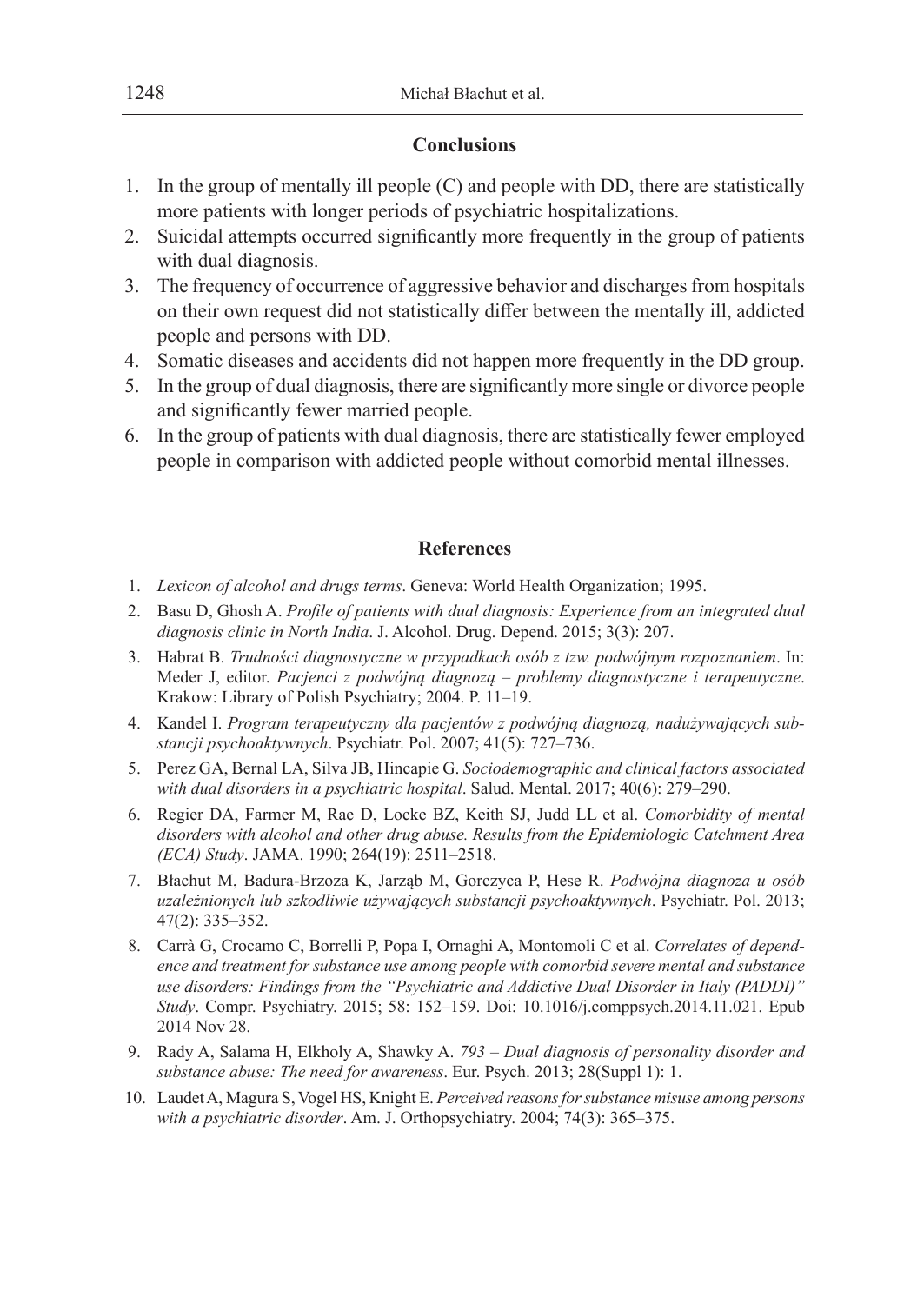## Conclusions

1. In the group of mentally ill people (C) and people with DD, there are statistically more patients with longer periods of psychiatric hospitalizations.
2. Suicidal attempts occurred significantly more frequently in the group of patients with dual diagnosis.
3. The frequency of occurrence of aggressive behavior and discharges from hospitals on their own request did not statistically differ between the mentally ill, addicted people and persons with DD.
4. Somatic diseases and accidents did not happen more frequently in the DD group.
5. In the group of dual diagnosis, there are significantly more single or divorce people and significantly fewer married people.
6. In the group of patients with dual diagnosis, there are statistically fewer employed people in comparison with addicted people without comorbid mental illnesses.

## References

1. *Lexicon of alcohol and drugs terms*. Geneva: World Health Organization; 1995.
2. Basu D, Ghosh A. *Profile of patients with dual diagnosis: Experience from an integrated dual diagnosis clinic in North India*. J. Alcohol. Drug. Depend. 2015; 3(3): 207.
3. Habrat B. *Trudności diagnostyczne w przypadkach osób z tzw. podwójnym rozpoznaniem*. In: Meder J, editor. *Pacjenci z podwójną diagnozą – problemy diagnostyczne i terapeutyczne*. Krakow: Library of Polish Psychiatry; 2004. P. 11–19.
4. Kandel I. *Program terapeutyczny dla pacjentów z podwójną diagnozą, nadużywających substancji psychoaktywnych*. Psychiatr. Pol. 2007; 41(5): 727–736.
5. Perez GA, Bernal LA, Silva JB, Hincapie G. *Sociodemographic and clinical factors associated with dual disorders in a psychiatric hospital*. Salud. Mental. 2017; 40(6): 279–290.
6. Regier DA, Farmer M, Rae D, Locke BZ, Keith SJ, Judd LL et al. *Comorbidity of mental disorders with alcohol and other drug abuse. Results from the Epidemiologic Catchment Area (ECA) Study*. JAMA. 1990; 264(19): 2511–2518.
7. Błachut M, Badura-Brzoza K, Jarząb M, Gorczyca P, Hese R. *Podwójna diagnoza u osób uzależnionych lub szkodliwie używających substancji psychoaktywnych*. Psychiatr. Pol. 2013; 47(2): 335–352.
8. Carrà G, Crocamo C, Borrelli P, Popa I, Ornaghi A, Montomoli C et al. *Correlates of dependence and treatment for substance use among people with comorbid severe mental and substance use disorders: Findings from the "Psychiatric and Addictive Dual Disorder in Italy (PADDI)" Study*. Compr. Psychiatry. 2015; 58: 152–159. Doi: 10.1016/j.comppsych.2014.11.021. Epub 2014 Nov 28.
9. Rady A, Salama H, Elkholy A, Shawky A. *793 – Dual diagnosis of personality disorder and substance abuse: The need for awareness*. Eur. Psych. 2013; 28(Suppl 1): 1.
10. Laudet A, Magura S, Vogel HS, Knight E. *Perceived reasons for substance misuse among persons with a psychiatric disorder*. Am. J. Orthopsychiatry. 2004; 74(3): 365–375.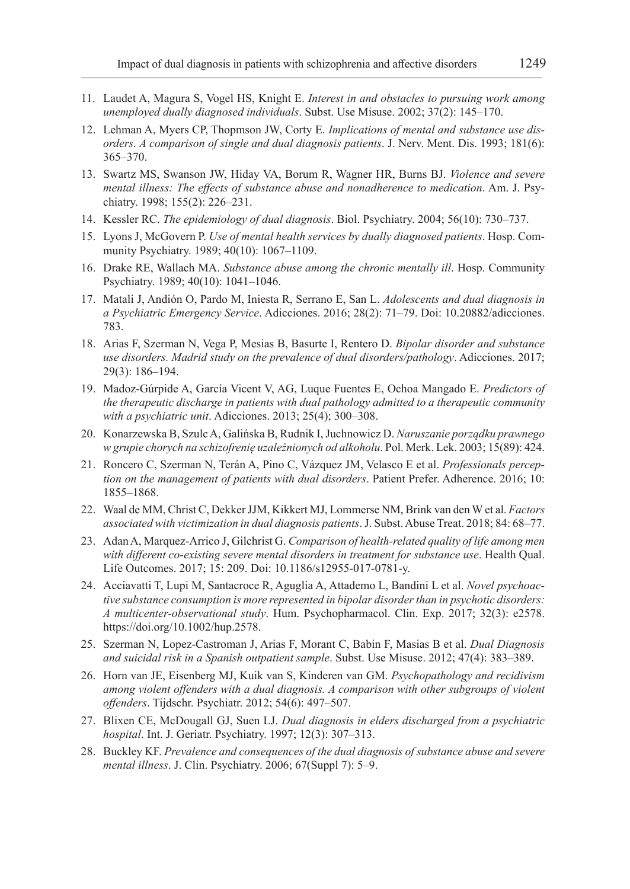11. Laudet A, Magura S, Vogel HS, Knight E. *Interest in and obstacles to pursuing work among unemployed dually diagnosed individuals*. Subst. Use Misuse. 2002; 37(2): 145–170.
12. Lehman A, Myers CP, Thopmson JW, Corty E. *Implications of mental and substance use disorders. A comparison of single and dual diagnosis patients*. J. Nerv. Ment. Dis. 1993; 181(6): 365–370.
13. Swartz MS, Swanson JW, Hiday VA, Borum R, Wagner HR, Burns BJ. *Violence and severe mental illness: The effects of substance abuse and nonadherence to medication*. Am. J. Psychiatry. 1998; 155(2): 226–231.
14. Kessler RC. *The epidemiology of dual diagnosis*. Biol. Psychiatry. 2004; 56(10): 730–737.
15. Lyons J, McGovern P. *Use of mental health services by dually diagnosed patients*. Hosp. Community Psychiatry. 1989; 40(10): 1067–1109.
16. Drake RE, Wallach MA. *Substance abuse among the chronic mentally ill*. Hosp. Community Psychiatry. 1989; 40(10): 1041–1046.
17. Matali J, Andión O, Pardo M, Iniesta R, Serrano E, San L. *Adolescents and dual diagnosis in a Psychiatric Emergency Service*. Adicciones. 2016; 28(2): 71–79. Doi: 10.20882/adicciones.783.
18. Arias F, Szerman N, Vega P, Mesias B, Basurte I, Rentero D. *Bipolar disorder and substance use disorders. Madrid study on the prevalence of dual disorders/pathology*. Adicciones. 2017; 29(3): 186–194.
19. Madoz-Gúrpide A, García Vicent V, AG, Luque Fuentes E, Ochoa Mangado E. *Predictors of the therapeutic discharge in patients with dual pathology admitted to a therapeutic community with a psychiatric unit*. Adicciones. 2013; 25(4); 300–308.
20. Konarzewska B, Szulc A, Galińska B, Rudnik I, Juchnowicz D. *Naruszanie porządku prawnego w grupie chorych na schizofrenię uzależnionych od alkoholu*. Pol. Merk. Lek. 2003; 15(89): 424.
21. Roncero C, Szerman N, Terán A, Pino C, Vázquez JM, Velasco E et al. *Professionals perception on the management of patients with dual disorders*. Patient Prefer. Adherence. 2016; 10: 1855–1868.
22. Waal de MM, Christ C, Dekker JJM, Kikkert MJ, Lommerse NM, Brink van den W et al. *Factors associated with victimization in dual diagnosis patients*. J. Subst. Abuse Treat. 2018; 84: 68–77.
23. Adan A, Marquez-Arrico J, Gilchrist G. *Comparison of health-related quality of life among men with different co-existing severe mental disorders in treatment for substance use*. Health Qual. Life Outcomes. 2017; 15: 209. Doi: 10.1186/s12955-017-0781-y.
24. Acciavatti T, Lupi M, Santacroce R, Aguglia A, Attademo L, Bandini L et al. *Novel psychoactive substance consumption is more represented in bipolar disorder than in psychotic disorders: A multicenter-observational study*. Hum. Psychopharmacol. Clin. Exp. 2017; 32(3): e2578. https://doi.org/10.1002/hup.2578.
25. Szerman N, Lopez-Castroman J, Arias F, Morant C, Babin F, Masias B et al. *Dual Diagnosis and suicidal risk in a Spanish outpatient sample*. Subst. Use Misuse. 2012; 47(4): 383–389.
26. Horn van JE, Eisenberg MJ, Kuik van S, Kinderen van GM. *Psychopathology and recidivism among violent offenders with a dual diagnosis. A comparison with other subgroups of violent offenders*. Tijdschr. Psychiatr. 2012; 54(6): 497–507.
27. Blixen CE, McDougall GJ, Suen LJ. *Dual diagnosis in elders discharged from a psychiatric hospital*. Int. J. Geriatr. Psychiatry. 1997; 12(3): 307–313.
28. Buckley KF. *Prevalence and consequences of the dual diagnosis of substance abuse and severe mental illness*. J. Clin. Psychiatry. 2006; 67(Suppl 7): 5–9.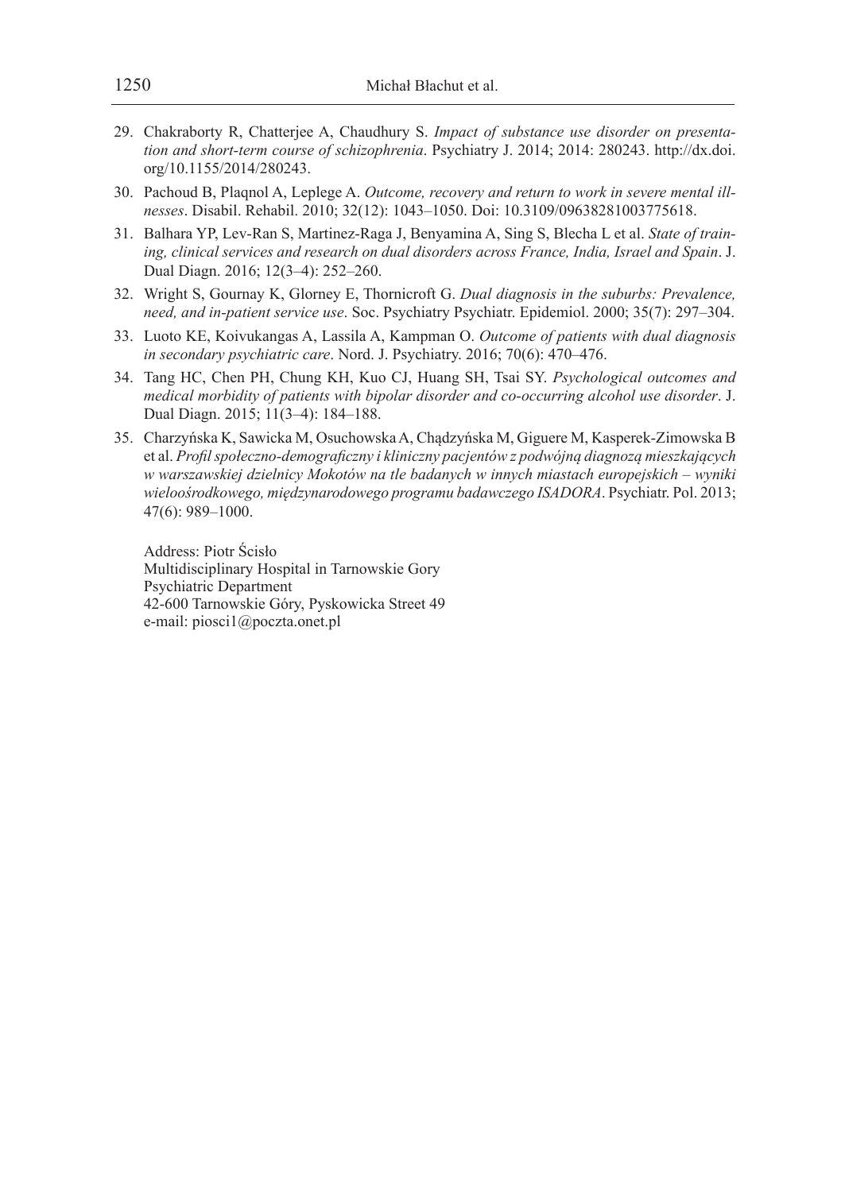29. Chakraborty R, Chatterjee A, Chaudhury S. *Impact of substance use disorder on presentation and short-term course of schizophrenia*. Psychiatry J. 2014; 2014: 280243. http://dx.doi.org/10.1155/2014/280243.
30. Pachoud B, Plaqnol A, Leplege A. *Outcome, recovery and return to work in severe mental illnesses*. Disabil. Rehabil. 2010; 32(12): 1043–1050. Doi: 10.3109/09638281003775618.
31. Balhara YP, Lev-Ran S, Martinez-Raga J, Benyamina A, Sing S, Blecha L et al. *State of training, clinical services and research on dual disorders across France, India, Israel and Spain*. J. Dual Diagn. 2016; 12(3–4): 252–260.
32. Wright S, Gournay K, Glorney E, Thornicroft G. *Dual diagnosis in the suburbs: Prevalence, need, and in-patient service use*. Soc. Psychiatry Psychiatr. Epidemiol. 2000; 35(7): 297–304.
33. Luoto KE, Koivukangas A, Lassila A, Kampman O. *Outcome of patients with dual diagnosis in secondary psychiatric care*. Nord. J. Psychiatry. 2016; 70(6): 470–476.
34. Tang HC, Chen PH, Chung KH, Kuo CJ, Huang SH, Tsai SY. *Psychological outcomes and medical morbidity of patients with bipolar disorder and co-occurring alcohol use disorder*. J. Dual Diagn. 2015; 11(3–4): 184–188.
35. Charzyńska K, Sawicka M, Osuchowska A, Chądzyńska M, Giguere M, Kasperek-Zimowska B et al. *Profil społeczno-demograficzny i kliniczny pacjentów z podwójną diagnozą mieszkających w warszawskiej dzielnicy Mokotów na tle badanych w innych miastach europejskich – wyniki wieloośrodkowego, międzynarodowego programu badawczego ISADORA*. Psychiatr. Pol. 2013; 47(6): 989–1000.

Address: Piotr Ścisło
Multidisciplinary Hospital in Tarnowskie Gory
Psychiatric Department
42-600 Tarnowskie Góry, Pyskowicka Street 49
e-mail: piosci1@poczta.onet.pl